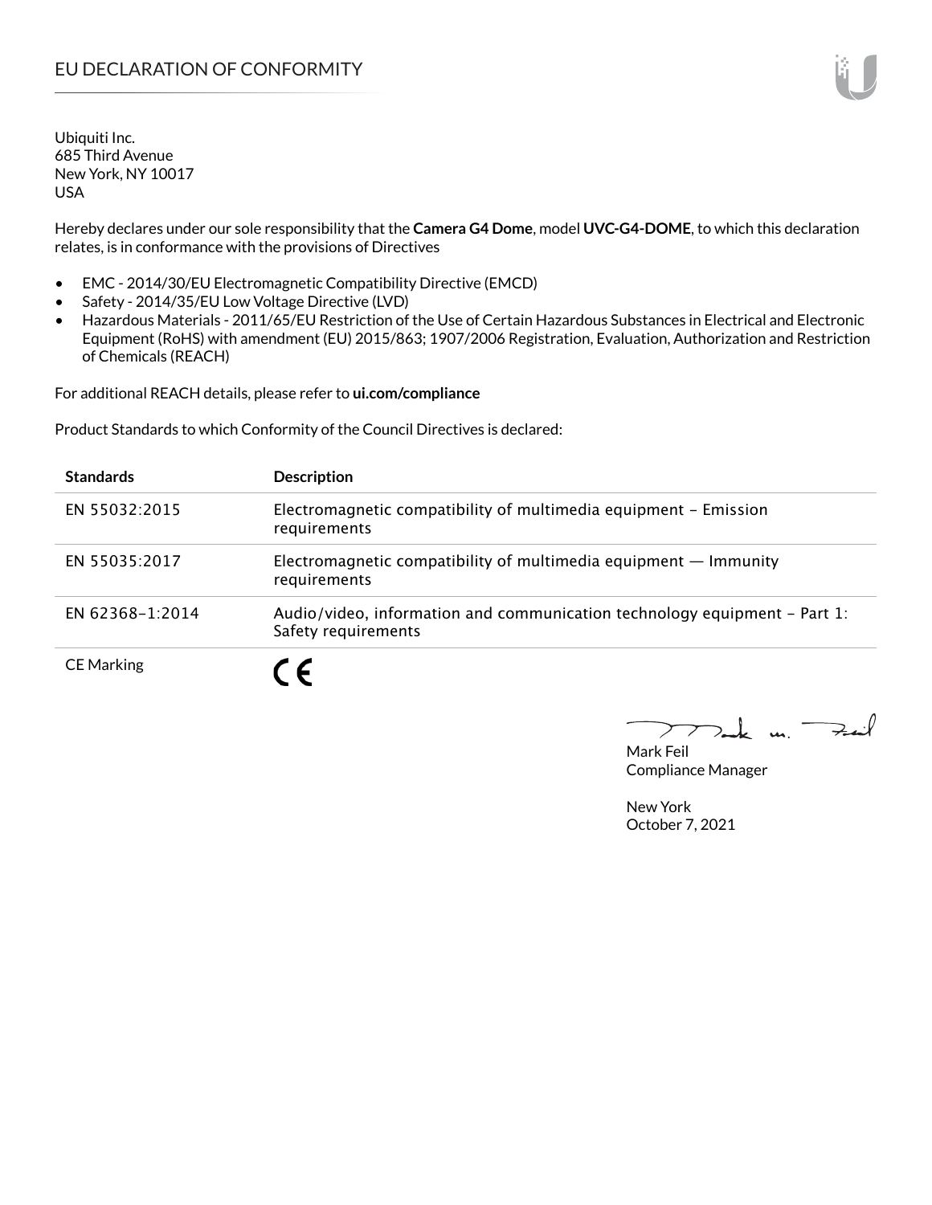# EU DECLARATION OF CONFORMITY

Ubiquiti Inc.
685 Third Avenue
New York, NY 10017
USA

Hereby declares under our sole responsibility that the **Camera G4 Dome**, model **UVC-G4-DOME**, to which this declaration relates, is in conformance with the provisions of Directives

- EMC - 2014/30/EU Electromagnetic Compatibility Directive (EMCD)
- Safety - 2014/35/EU Low Voltage Directive (LVD)
- Hazardous Materials - 2011/65/EU Restriction of the Use of Certain Hazardous Substances in Electrical and Electronic Equipment (RoHS) with amendment (EU) 2015/863; 1907/2006 Registration, Evaluation, Authorization and Restriction of Chemicals (REACH)

For additional REACH details, please refer to **ui.com/compliance**

Product Standards to which Conformity of the Council Directives is declared:

| Standards | Description |
|---|---|
| EN 55032:2015 | Electromagnetic compatibility of multimedia equipment – Emission requirements |
| EN 55035:2017 | Electromagnetic compatibility of multimedia equipment — Immunity requirements |
| EN 62368-1:2014 | Audio/video, information and communication technology equipment – Part 1: Safety requirements |
| CE Marking | CE |

Mark Feil
Compliance Manager

New York
October 7, 2021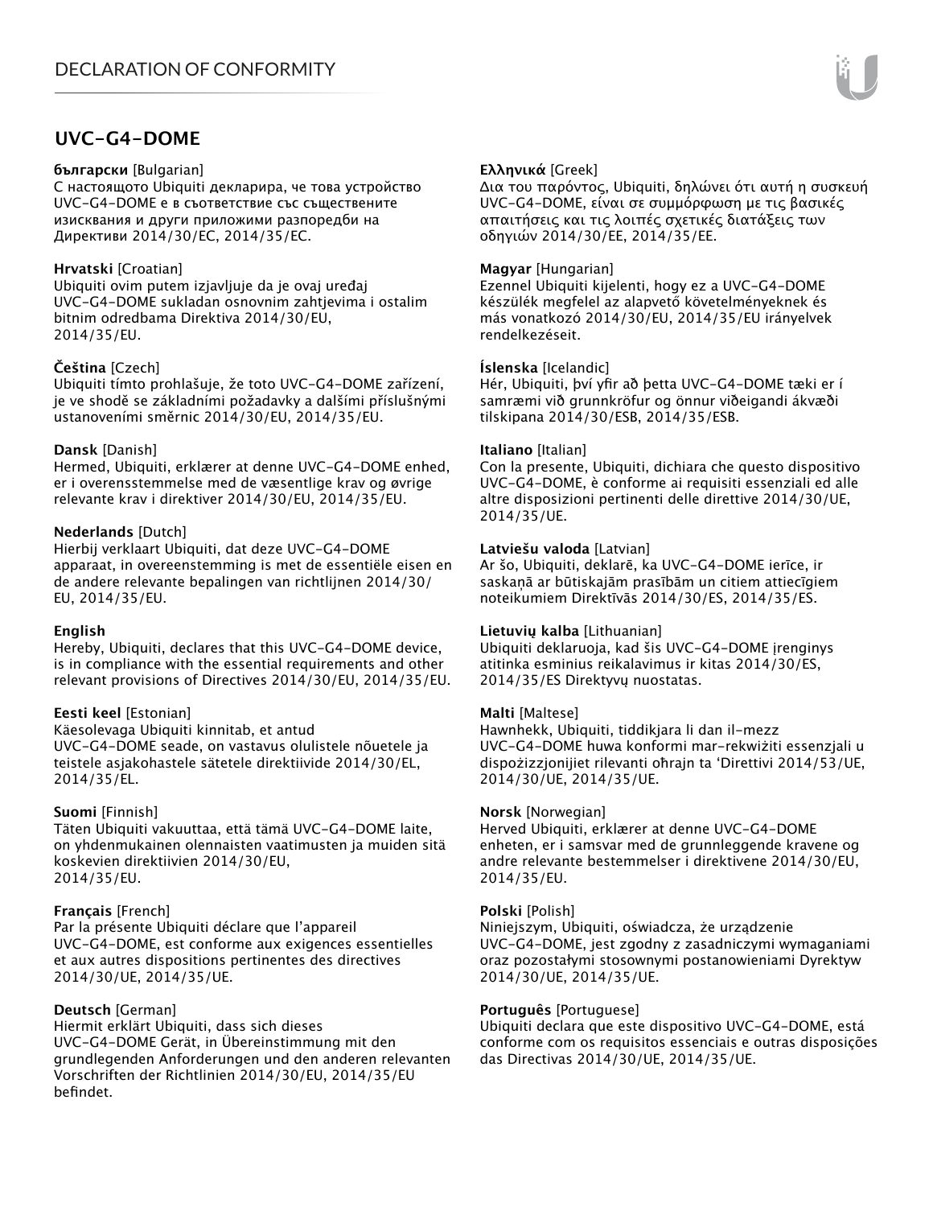# DECLARATION OF CONFORMITY

## UVC-G4-DOME

**български** [Bulgarian]
С настоящото Ubiquiti декларира, че това устройство UVC-G4-DOME е в съответствие със съществените изисквания и други приложими разпоредби на Директиви 2014/30/ЕС, 2014/35/ЕС.

**Hrvatski** [Croatian]
Ubiquiti ovim putem izjavljuje da je ovaj uređaj UVC-G4-DOME sukladan osnovnim zahtjevima i ostalim bitnim odredbama Direktiva 2014/30/EU, 2014/35/EU.

**Čeština** [Czech]
Ubiquiti tímto prohlašuje, že toto UVC-G4-DOME zařízení, je ve shodě se základními požadavky a dalšími příslušnými ustanoveními směrnic 2014/30/EU, 2014/35/EU.

**Dansk** [Danish]
Hermed, Ubiquiti, erklærer at denne UVC-G4-DOME enhed, er i overensstemmelse med de væsentlige krav og øvrige relevante krav i direktiver 2014/30/EU, 2014/35/EU.

**Nederlands** [Dutch]
Hierbij verklaart Ubiquiti, dat deze UVC-G4-DOME apparaat, in overeenstemming is met de essentiële eisen en de andere relevante bepalingen van richtlijnen 2014/30/EU, 2014/35/EU.

**English**
Hereby, Ubiquiti, declares that this UVC-G4-DOME device, is in compliance with the essential requirements and other relevant provisions of Directives 2014/30/EU, 2014/35/EU.

**Eesti keel** [Estonian]
Käesolevaga Ubiquiti kinnitab, et antud UVC-G4-DOME seade, on vastavus olulistele nõuetele ja teistele asjakohastele sätetele direktiivide 2014/30/EL, 2014/35/EL.

**Suomi** [Finnish]
Täten Ubiquiti vakuuttaa, että tämä UVC-G4-DOME laite, on yhdenmukainen olennaisten vaatimusten ja muiden sitä koskevien direktiivien 2014/30/EU, 2014/35/EU.

**Français** [French]
Par la présente Ubiquiti déclare que l'appareil UVC-G4-DOME, est conforme aux exigences essentielles et aux autres dispositions pertinentes des directives 2014/30/UE, 2014/35/UE.

**Deutsch** [German]
Hiermit erklärt Ubiquiti, dass sich dieses UVC-G4-DOME Gerät, in Übereinstimmung mit den grundlegenden Anforderungen und den anderen relevanten Vorschriften der Richtlinien 2014/30/EU, 2014/35/EU befindet.

**Ελληνικά** [Greek]
Δια του παρόντος, Ubiquiti, δηλώνει ότι αυτή η συσκευή UVC-G4-DOME, είναι σε συμμόρφωση με τις βασικές απαιτήσεις και τις λοιπές σχετικές διατάξεις των οδηγιών 2014/30/ΕΕ, 2014/35/ΕΕ.

**Magyar** [Hungarian]
Ezennel Ubiquiti kijelenti, hogy ez a UVC-G4-DOME készülék megfelel az alapvető követelményeknek és más vonatkozó 2014/30/EU, 2014/35/EU irányelvek rendelkezéseit.

**Íslenska** [Icelandic]
Hér, Ubiquiti, því yfir að þetta UVC-G4-DOME tæki er í samræmi við grunnkröfur og önnur viðeigandi ákvæði tilskipana 2014/30/ESB, 2014/35/ESB.

**Italiano** [Italian]
Con la presente, Ubiquiti, dichiara che questo dispositivo UVC-G4-DOME, è conforme ai requisiti essenziali ed alle altre disposizioni pertinenti delle direttive 2014/30/UE, 2014/35/UE.

**Latviešu valoda** [Latvian]
Ar šo, Ubiquiti, deklarē, ka UVC-G4-DOME ierīce, ir saskaņā ar būtiskajām prasībām un citiem attiecīgiem noteikumiem Direktīvās 2014/30/ES, 2014/35/ES.

**Lietuvių kalba** [Lithuanian]
Ubiquiti deklaruoja, kad šis UVC-G4-DOME įrenginys atitinka esminius reikalavimus ir kitas 2014/30/ES, 2014/35/ES Direktyvų nuostatas.

**Malti** [Maltese]
Hawnhekk, Ubiquiti, tiddikjara li dan il-mezz UVC-G4-DOME huwa konformi mar-rekwiżiti essenzjali u dispożizzjonijiet rilevanti oħrajn ta 'Direttivi 2014/53/UE, 2014/30/UE, 2014/35/UE.

**Norsk** [Norwegian]
Herved Ubiquiti, erklærer at denne UVC-G4-DOME enheten, er i samsvar med de grunnleggende kravene og andre relevante bestemmelser i direktivene 2014/30/EU, 2014/35/EU.

**Polski** [Polish]
Niniejszym, Ubiquiti, oświadcza, że urządzenie UVC-G4-DOME, jest zgodny z zasadniczymi wymaganiami oraz pozostałymi stosownymi postanowieniami Dyrektyw 2014/30/UE, 2014/35/UE.

**Português** [Portuguese]
Ubiquiti declara que este dispositivo UVC-G4-DOME, está conforme com os requisitos essenciais e outras disposições das Directivas 2014/30/UE, 2014/35/UE.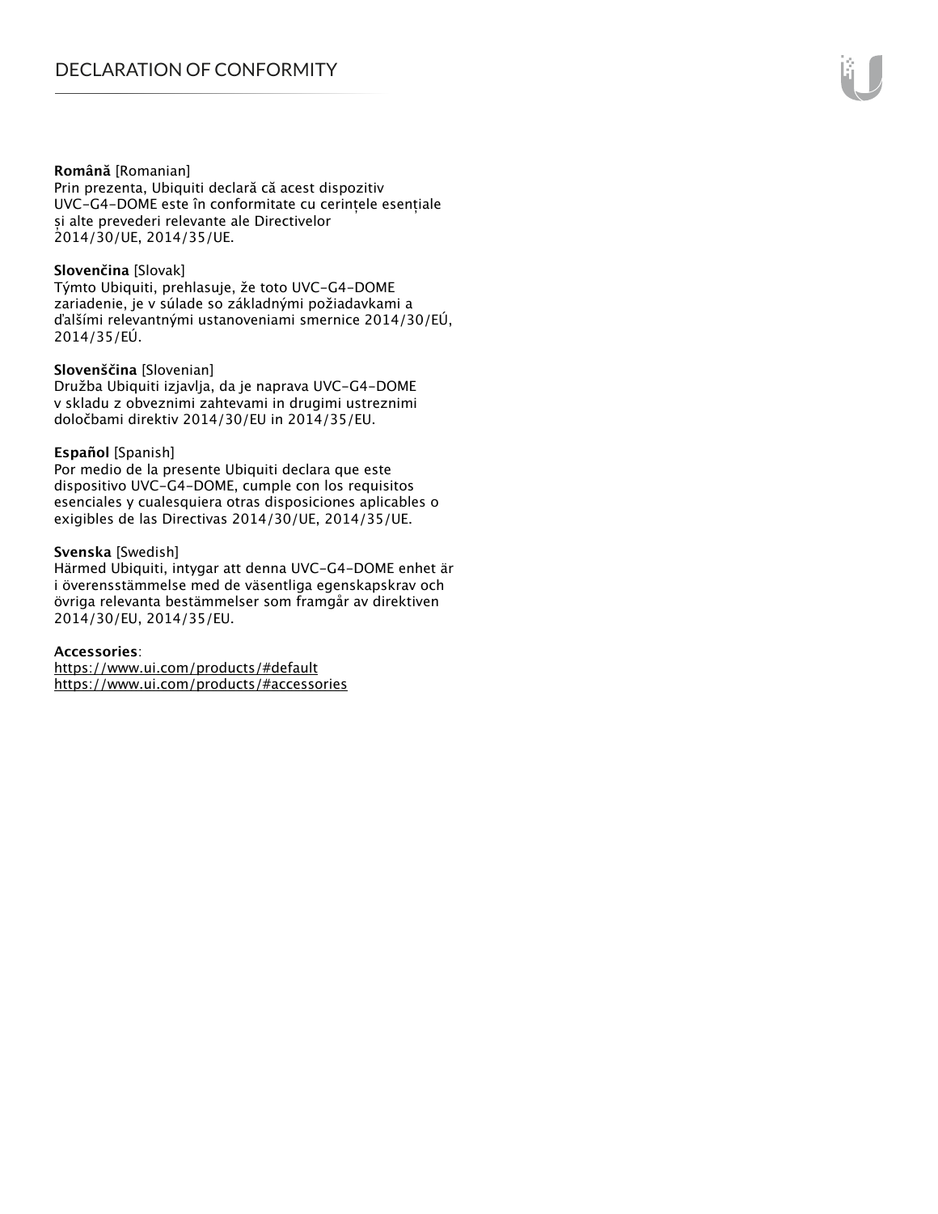**Română** [Romanian]
Prin prezenta, Ubiquiti declară că acest dispozitiv UVC-G4-DOME este în conformitate cu cerințele esențiale și alte prevederi relevante ale Directivelor 2014/30/UE, 2014/35/UE.

**Slovenčina** [Slovak]
Týmto Ubiquiti, prehlasuje, že toto UVC-G4-DOME zariadenie, je v súlade so základnými požiadavkami a ďalšími relevantnými ustanoveniami smernice 2014/30/EÚ, 2014/35/EÚ.

**Slovenščina** [Slovenian]
Družba Ubiquiti izjavlja, da je naprava UVC-G4-DOME v skladu z obveznimi zahtevami in drugimi ustreznimi določbami direktiv 2014/30/EU in 2014/35/EU.

**Español** [Spanish]
Por medio de la presente Ubiquiti declara que este dispositivo UVC-G4-DOME, cumple con los requisitos esenciales y cualesquiera otras disposiciones aplicables o exigibles de las Directivas 2014/30/UE, 2014/35/UE.

**Svenska** [Swedish]
Härmed Ubiquiti, intygar att denna UVC-G4-DOME enhet är i överensstämmelse med de väsentliga egenskapskrav och övriga relevanta bestämmelser som framgår av direktiven 2014/30/EU, 2014/35/EU.

**Accessories**:
https://www.ui.com/products/#default
https://www.ui.com/products/#accessories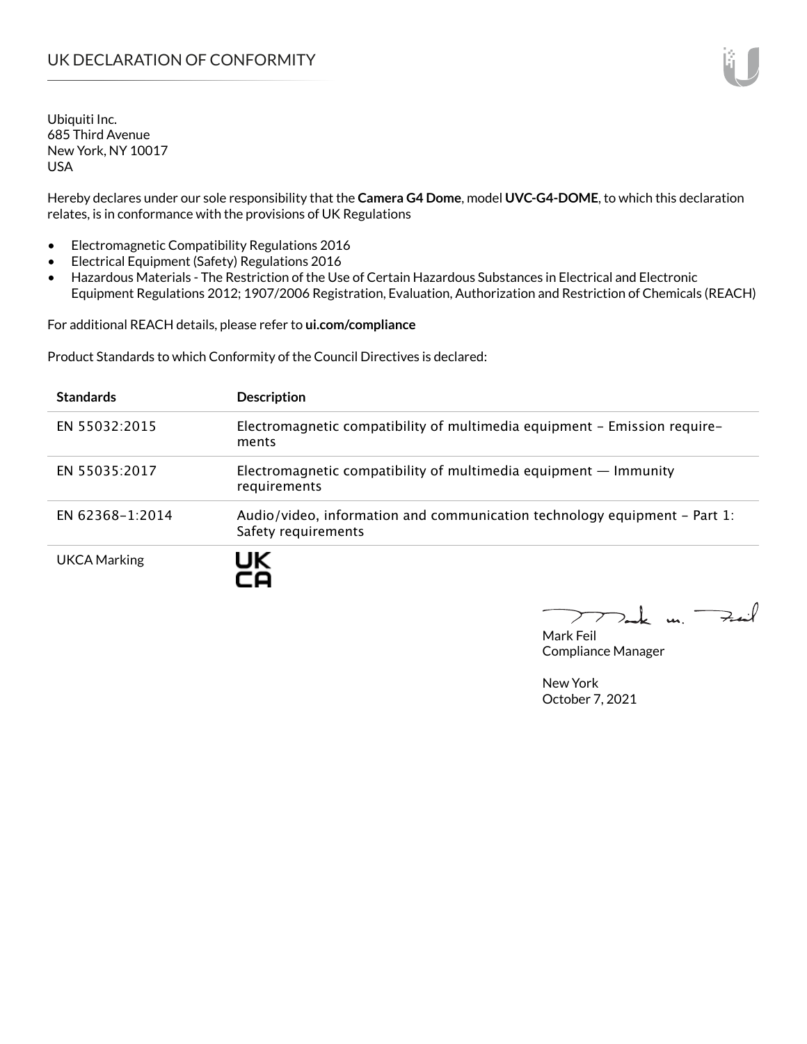# UK DECLARATION OF CONFORMITY

Ubiquiti Inc.
685 Third Avenue
New York, NY 10017
USA

Hereby declares under our sole responsibility that the **Camera G4 Dome**, model **UVC-G4-DOME**, to which this declaration relates, is in conformance with the provisions of UK Regulations

- Electromagnetic Compatibility Regulations 2016
- Electrical Equipment (Safety) Regulations 2016
- Hazardous Materials - The Restriction of the Use of Certain Hazardous Substances in Electrical and Electronic Equipment Regulations 2012; 1907/2006 Registration, Evaluation, Authorization and Restriction of Chemicals (REACH)

For additional REACH details, please refer to **ui.com/compliance**

Product Standards to which Conformity of the Council Directives is declared:

| Standards | Description |
|---|---|
| EN 55032:2015 | Electromagnetic compatibility of multimedia equipment – Emission requirements |
| EN 55035:2017 | Electromagnetic compatibility of multimedia equipment — Immunity requirements |
| EN 62368-1:2014 | Audio/video, information and communication technology equipment – Part 1: Safety requirements |
| UKCA Marking | UK CA |

Mark Feil
Compliance Manager

New York
October 7, 2021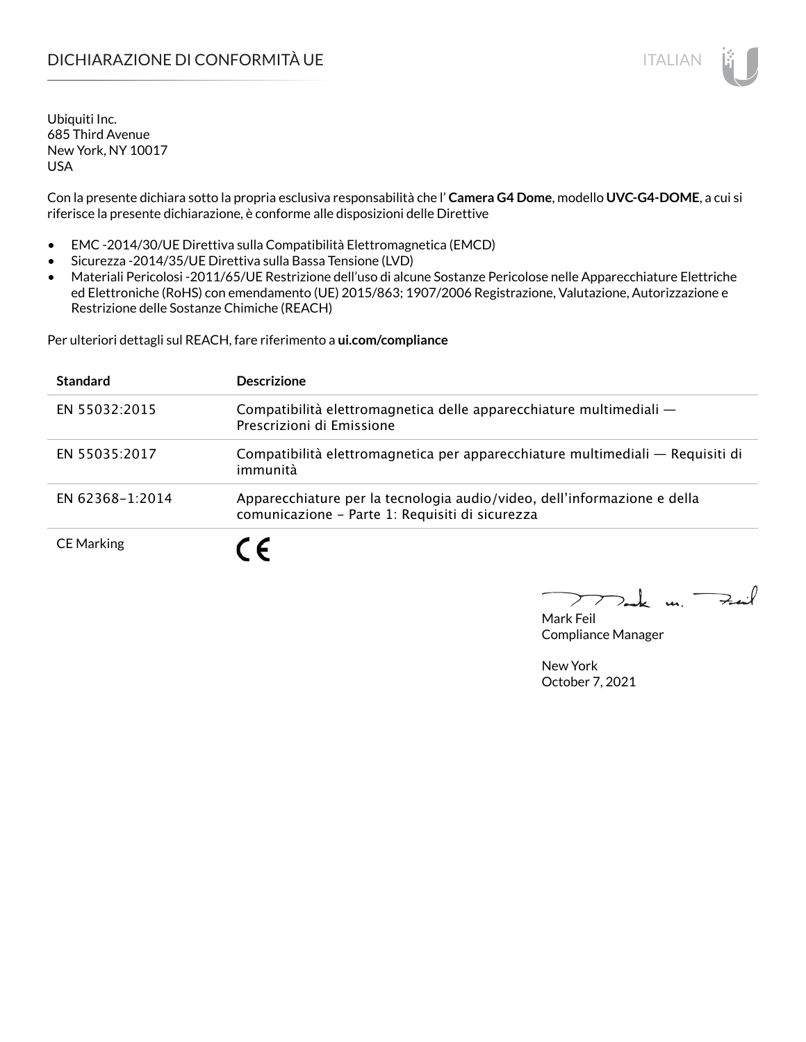# DICHIARAZIONE DI CONFORMITÀ UE

Ubiquiti Inc.
685 Third Avenue
New York, NY 10017
USA

Con la presente dichiara sotto la propria esclusiva responsabilità che l' **Camera G4 Dome**, modello **UVC-G4-DOME**, a cui si riferisce la presente dichiarazione, è conforme alle disposizioni delle Direttive

- EMC -2014/30/UE Direttiva sulla Compatibilità Elettromagnetica (EMCD)
- Sicurezza -2014/35/UE Direttiva sulla Bassa Tensione (LVD)
- Materiali Pericolosi -2011/65/UE Restrizione dell'uso di alcune Sostanze Pericolose nelle Apparecchiature Elettriche ed Elettroniche (RoHS) con emendamento (UE) 2015/863; 1907/2006 Registrazione, Valutazione, Autorizzazione e Restrizione delle Sostanze Chimiche (REACH)

Per ulteriori dettagli sul REACH, fare riferimento a **ui.com/compliance**

| Standard | Descrizione |
|---|---|
| EN 55032:2015 | Compatibilità elettromagnetica delle apparecchiature multimediali — Prescrizioni di Emissione |
| EN 55035:2017 | Compatibilità elettromagnetica per apparecchiature multimediali — Requisiti di immunità |
| EN 62368-1:2014 | Apparecchiature per la tecnologia audio/video, dell'informazione e della comunicazione - Parte 1: Requisiti di sicurezza |
| CE Marking | CE |

Mark Feil
Compliance Manager

New York
October 7, 2021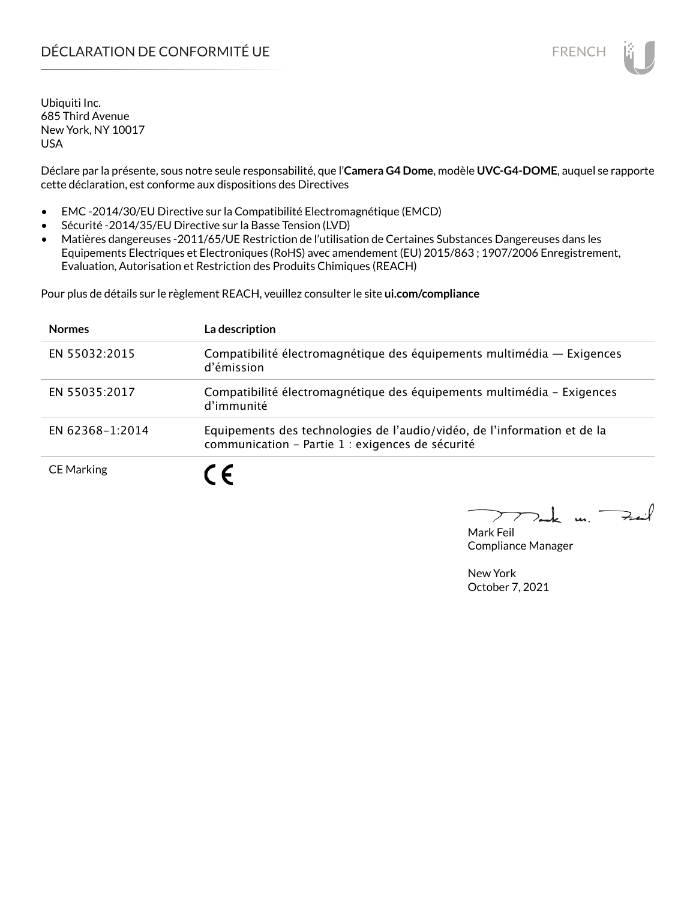# DÉCLARATION DE CONFORMITÉ UE

Ubiquiti Inc.
685 Third Avenue
New York, NY 10017
USA

Déclare par la présente, sous notre seule responsabilité, que l'**Camera G4 Dome**, modèle **UVC-G4-DOME**, auquel se rapporte cette déclaration, est conforme aux dispositions des Directives

- EMC -2014/30/EU Directive sur la Compatibilité Electromagnétique (EMCD)
- Sécurité -2014/35/EU Directive sur la Basse Tension (LVD)
- Matières dangereuses -2011/65/UE Restriction de l'utilisation de Certaines Substances Dangereuses dans les Equipements Electriques et Electroniques (RoHS) avec amendement (EU) 2015/863 ; 1907/2006 Enregistrement, Evaluation, Autorisation et Restriction des Produits Chimiques (REACH)

Pour plus de détails sur le règlement REACH, veuillez consulter le site **ui.com/compliance**

| Normes | La description |
| --- | --- |
| EN 55032:2015 | Compatibilité électromagnétique des équipements multimédia — Exigences d'émission |
| EN 55035:2017 | Compatibilité électromagnétique des équipements multimédia – Exigences d'immunité |
| EN 62368-1:2014 | Equipements des technologies de l'audio/vidéo, de l'information et de la communication – Partie 1 : exigences de sécurité |
| CE Marking | CE |

Mark Feil
Compliance Manager

New York
October 7, 2021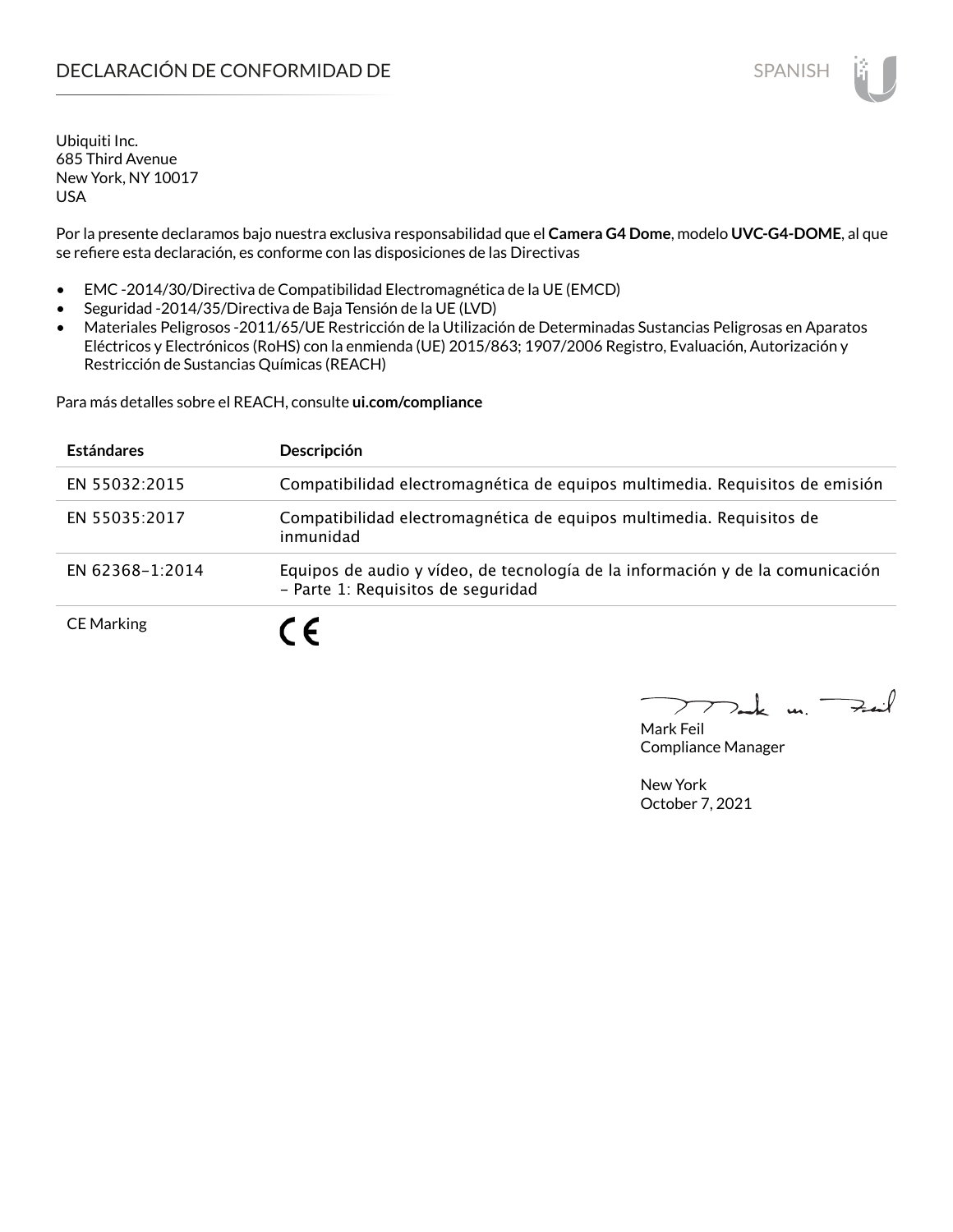# DECLARACIÓN DE CONFORMIDAD DE

SPANISH

Ubiquiti Inc.
685 Third Avenue
New York, NY 10017
USA

Por la presente declaramos bajo nuestra exclusiva responsabilidad que el **Camera G4 Dome**, modelo **UVC-G4-DOME**, al que se refiere esta declaración, es conforme con las disposiciones de las Directivas

- EMC -2014/30/Directiva de Compatibilidad Electromagnética de la UE (EMCD)
- Seguridad -2014/35/Directiva de Baja Tensión de la UE (LVD)
- Materiales Peligrosos -2011/65/UE Restricción de la Utilización de Determinadas Sustancias Peligrosas en Aparatos Eléctricos y Electrónicos (RoHS) con la enmienda (UE) 2015/863; 1907/2006 Registro, Evaluación, Autorización y Restricción de Sustancias Químicas (REACH)

Para más detalles sobre el REACH, consulte **ui.com/compliance**

| Estándares | Descripción |
| --- | --- |
| EN 55032:2015 | Compatibilidad electromagnética de equipos multimedia. Requisitos de emisión |
| EN 55035:2017 | Compatibilidad electromagnética de equipos multimedia. Requisitos de inmunidad |
| EN 62368–1:2014 | Equipos de audio y vídeo, de tecnología de la información y de la comunicación – Parte 1: Requisitos de seguridad |
| CE Marking | CE |

Mark Feil
Compliance Manager

New York
October 7, 2021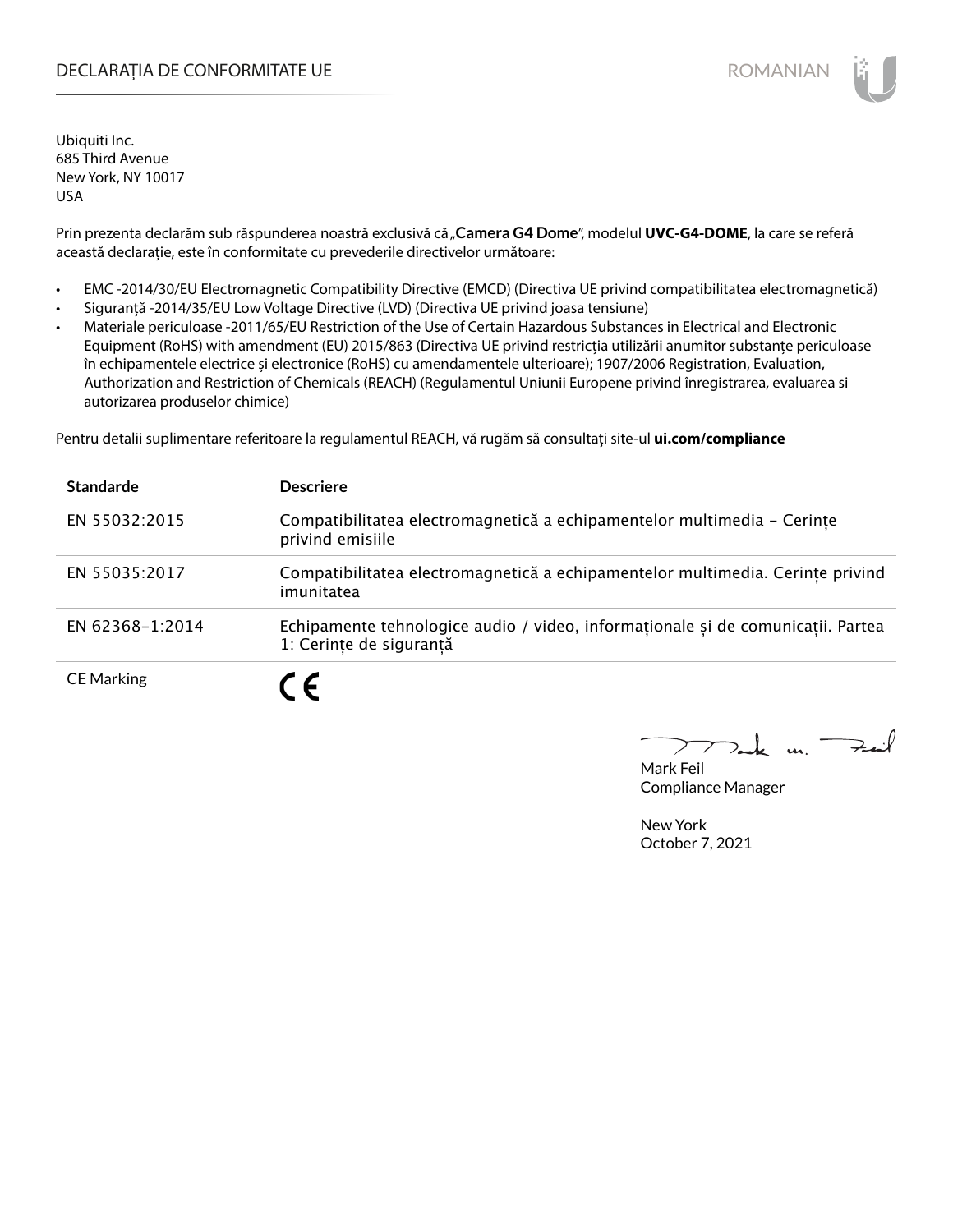# DECLARAȚIA DE CONFORMITATE UE

Ubiquiti Inc.
685 Third Avenue
New York, NY 10017
USA

Prin prezenta declarăm sub răspunderea noastră exclusivă că „**Camera G4 Dome**", modelul **UVC-G4-DOME**, la care se referă această declarație, este în conformitate cu prevederile directivelor următoare:

- EMC -2014/30/EU Electromagnetic Compatibility Directive (EMCD) (Directiva UE privind compatibilitatea electromagnetică)
- Siguranță -2014/35/EU Low Voltage Directive (LVD) (Directiva UE privind joasa tensiune)
- Materiale periculoase -2011/65/EU Restriction of the Use of Certain Hazardous Substances in Electrical and Electronic Equipment (RoHS) with amendment (EU) 2015/863 (Directiva UE privind restricția utilizării anumitor substanțe periculoase în echipamentele electrice și electronice (RoHS) cu amendamentele ulterioare); 1907/2006 Registration, Evaluation, Authorization and Restriction of Chemicals (REACH) (Regulamentul Uniunii Europene privind înregistrarea, evaluarea si autorizarea produselor chimice)

Pentru detalii suplimentare referitoare la regulamentul REACH, vă rugăm să consultați site-ul **ui.com/compliance**

| Standarde | Descriere |
|---|---|
| EN 55032:2015 | Compatibilitatea electromagnetică a echipamentelor multimedia – Cerințe privind emisiile |
| EN 55035:2017 | Compatibilitatea electromagnetică a echipamentelor multimedia. Cerințe privind imunitatea |
| EN 62368-1:2014 | Echipamente tehnologice audio / video, informaționale și de comunicații. Partea 1: Cerințe de siguranță |
| CE Marking | CE |

Mark Feil
Compliance Manager

New York
October 7, 2021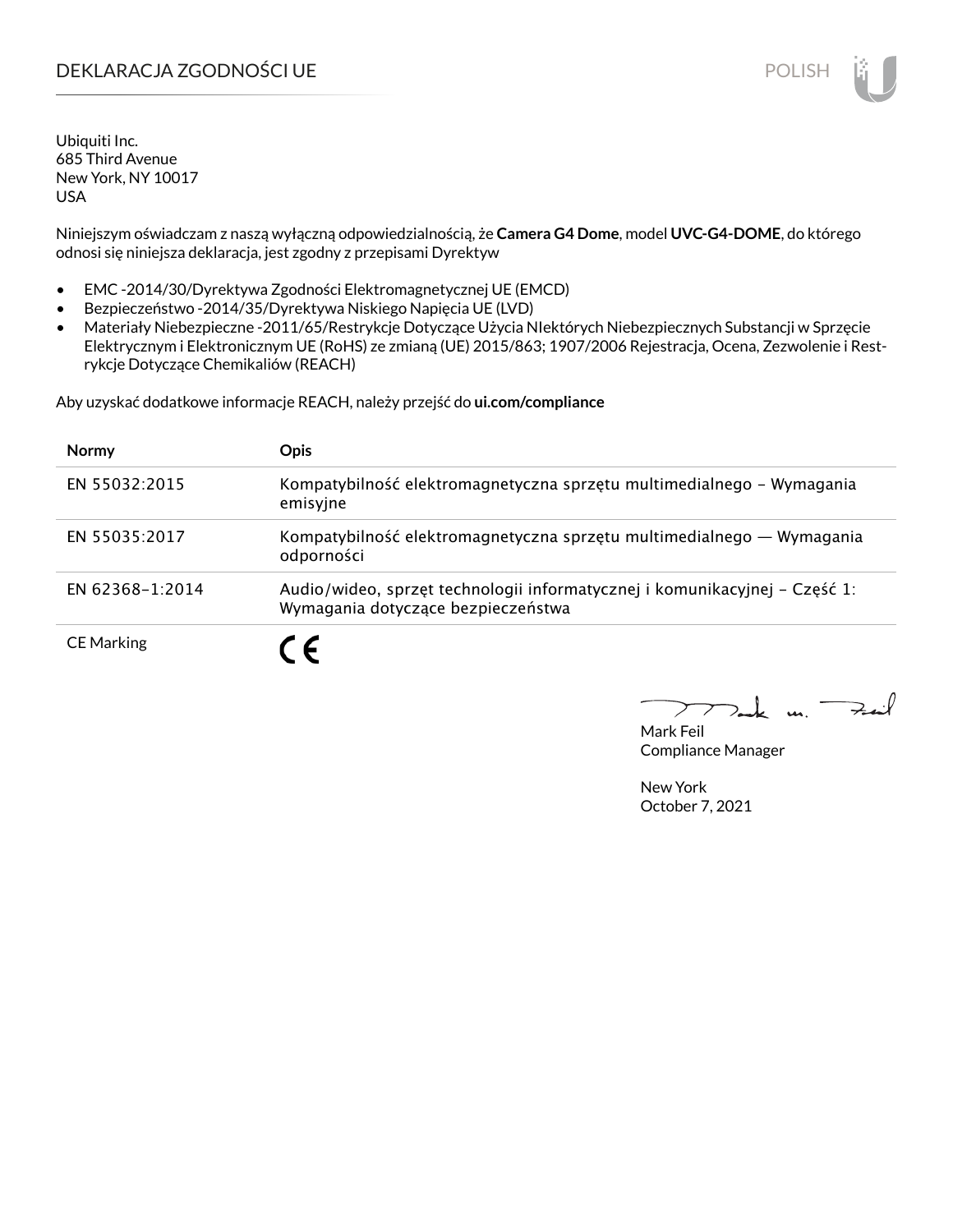# DEKLARACJA ZGODNOŚCI UE

Ubiquiti Inc.
685 Third Avenue
New York, NY 10017
USA

Niniejszym oświadczam z naszą wyłączną odpowiedzialnością, że **Camera G4 Dome**, model **UVC-G4-DOME**, do którego odnosi się niniejsza deklaracja, jest zgodny z przepisami Dyrektyw

- EMC -2014/30/Dyrektywa Zgodności Elektromagnetycznej UE (EMCD)
- Bezpieczeństwo -2014/35/Dyrektywa Niskiego Napięcia UE (LVD)
- Materiały Niebezpieczne -2011/65/Restrykcje Dotyczące Użycia NIektórych Niebezpiecznych Substancji w Sprzęcie Elektrycznym i Elektronicznym UE (RoHS) ze zmianą (UE) 2015/863; 1907/2006 Rejestracja, Ocena, Zezwolenie i Restrykcje Dotyczące Chemikaliów (REACH)

Aby uzyskać dodatkowe informacje REACH, należy przejść do **ui.com/compliance**

| Normy | Opis |
|---|---|
| EN 55032:2015 | Kompatybilność elektromagnetyczna sprzętu multimedialnego – Wymagania emisyjne |
| EN 55035:2017 | Kompatybilność elektromagnetyczna sprzętu multimedialnego — Wymagania odporności |
| EN 62368-1:2014 | Audio/wideo, sprzęt technologii informatycznej i komunikacyjnej – Część 1: Wymagania dotyczące bezpieczeństwa |
| CE Marking | CE |

Mark Feil
Compliance Manager

New York
October 7, 2021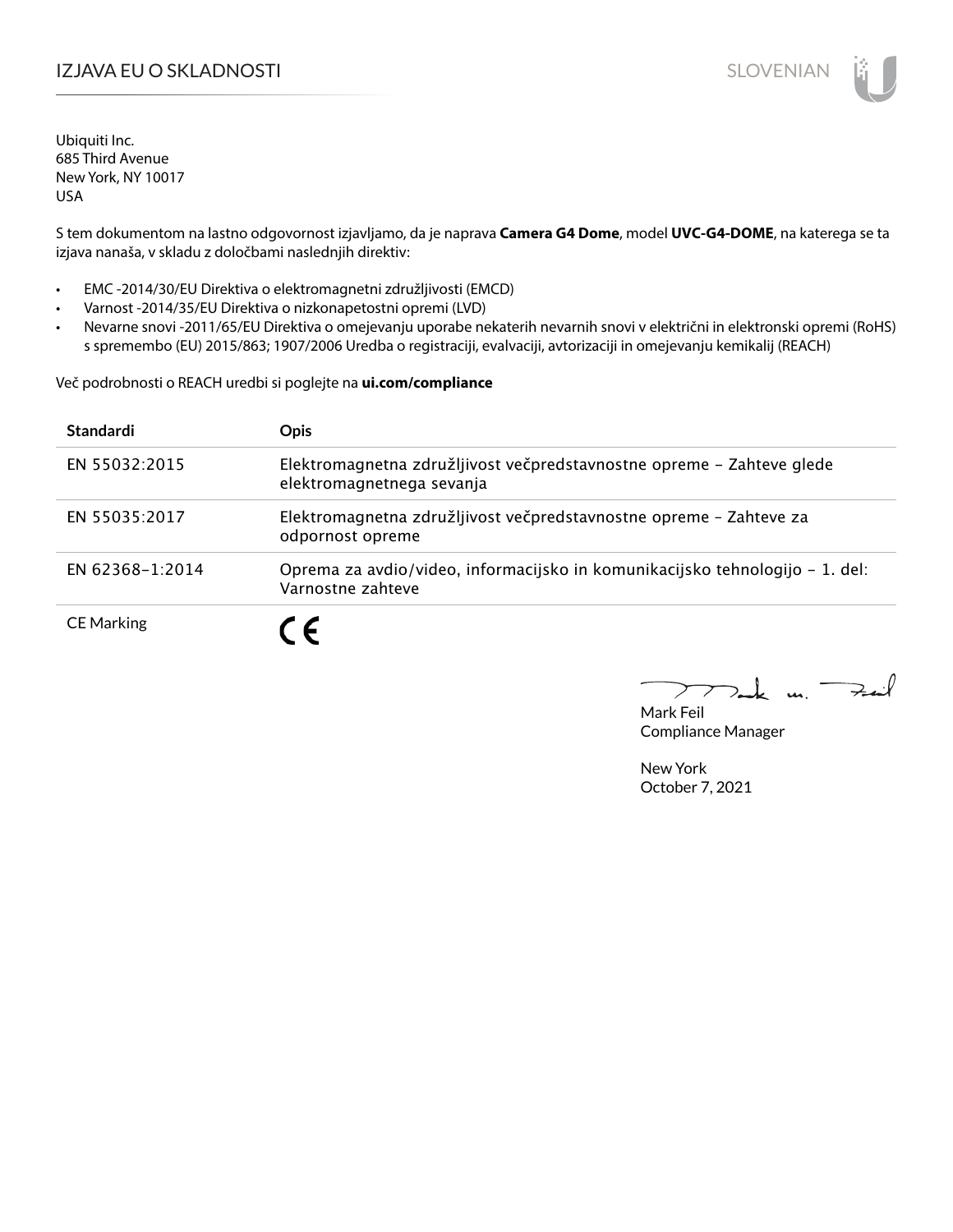# IZJAVA EU O SKLADNOSTI

Ubiquiti Inc.
685 Third Avenue
New York, NY 10017
USA

S tem dokumentom na lastno odgovornost izjavljamo, da je naprava **Camera G4 Dome**, model **UVC-G4-DOME**, na katerega se ta izjava nanaša, v skladu z določbami naslednjih direktiv:

- EMC -2014/30/EU Direktiva o elektromagnetni združljivosti (EMCD)
- Varnost -2014/35/EU Direktiva o nizkonapetostni opremi (LVD)
- Nevarne snovi -2011/65/EU Direktiva o omejevanju uporabe nekaterih nevarnih snovi v električni in elektronski opremi (RoHS) s spremembo (EU) 2015/863; 1907/2006 Uredba o registraciji, evalvaciji, avtorizaciji in omejevanju kemikalij (REACH)

Več podrobnosti o REACH uredbi si poglejte na **ui.com/compliance**

| Standardi | Opis |
|---|---|
| EN 55032:2015 | Elektromagnetna združljivost večpredstavnostne opreme – Zahteve glede elektromagnetnega sevanja |
| EN 55035:2017 | Elektromagnetna združljivost večpredstavnostne opreme – Zahteve za odpornost opreme |
| EN 62368-1:2014 | Oprema za avdio/video, informacijsko in komunikacijsko tehnologijo – 1. del: Varnostne zahteve |
| CE Marking | CE |

Mark Feil
Compliance Manager

New York
October 7, 2021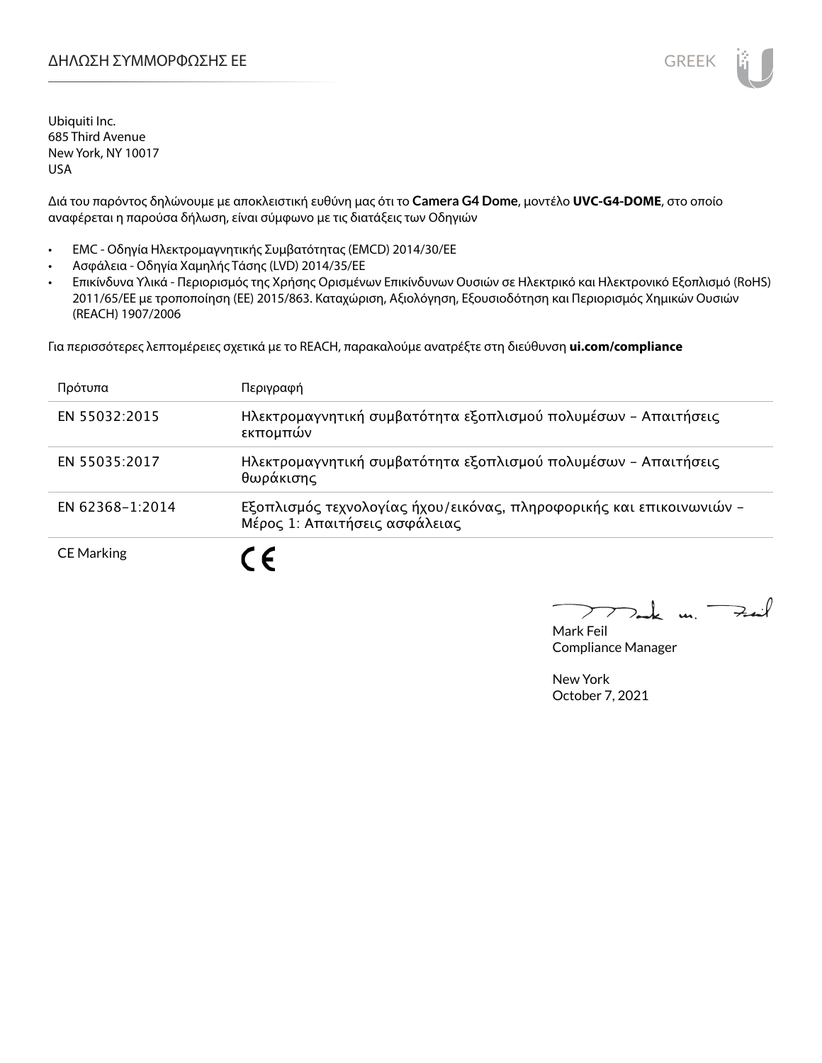# ΔΗΛΩΣΗ ΣΥΜΜΟΡΦΩΣΗΣ ΕΕ

Ubiquiti Inc.
685 Third Avenue
New York, NY 10017
USA

Διά του παρόντος δηλώνουμε με αποκλειστική ευθύνη μας ότι το **Camera G4 Dome**, μοντέλο **UVC-G4-DOME**, στο οποίο αναφέρεται η παρούσα δήλωση, είναι σύμφωνο με τις διατάξεις των Οδηγιών

- EMC - Οδηγία Ηλεκτρομαγνητικής Συμβατότητας (EMCD) 2014/30/EE
- Ασφάλεια - Οδηγία Χαμηλής Τάσης (LVD) 2014/35/EE
- Επικίνδυνα Υλικά - Περιορισμός της Χρήσης Ορισμένων Επικίνδυνων Ουσιών σε Ηλεκτρικό και Ηλεκτρονικό Εξοπλισμό (RoHS) 2011/65/ΕΕ με τροποποίηση (ΕΕ) 2015/863. Καταχώριση, Αξιολόγηση, Εξουσιοδότηση και Περιορισμός Χημικών Ουσιών (REACH) 1907/2006

Για περισσότερες λεπτομέρειες σχετικά με το REACH, παρακαλούμε ανατρέξτε στη διεύθυνση **ui.com/compliance**

| Πρότυπα | Περιγραφή |
| --- | --- |
| EN 55032:2015 | Ηλεκτρομαγνητική συμβατότητα εξοπλισμού πολυμέσων – Απαιτήσεις εκπομπών |
| EN 55035:2017 | Ηλεκτρομαγνητική συμβατότητα εξοπλισμού πολυμέσων – Απαιτήσεις θωράκισης |
| EN 62368-1:2014 | Εξοπλισμός τεχνολογίας ήχου/εικόνας, πληροφορικής και επικοινωνιών – Μέρος 1: Απαιτήσεις ασφάλειας |
| CE Marking | CE |

Mark Feil
Compliance Manager

New York
October 7, 2021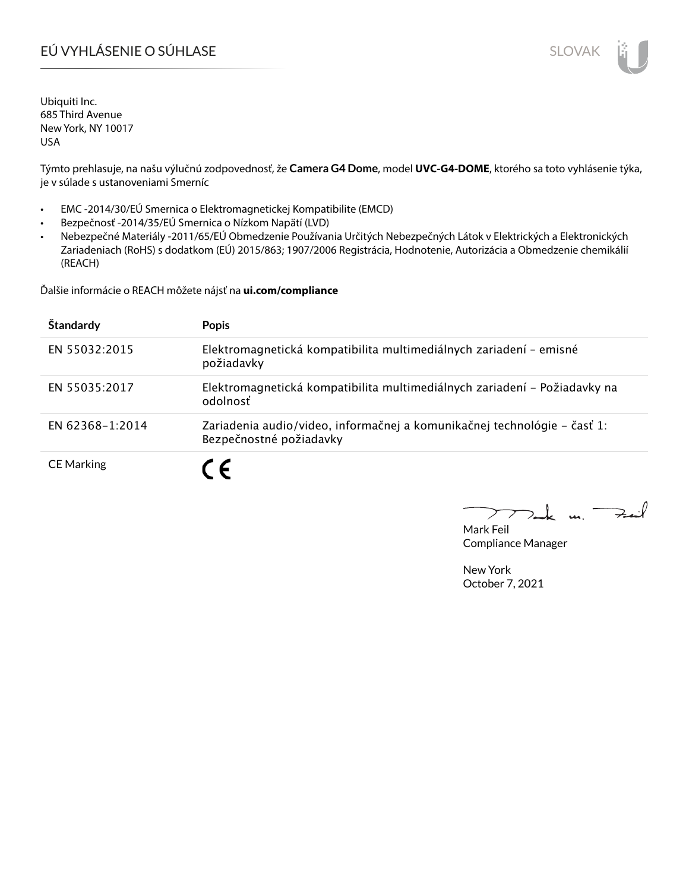# EÚ VYHLÁSENIE O SÚHLASE

Ubiquiti Inc.
685 Third Avenue
New York, NY 10017
USA

Týmto prehlasuje, na našu výlučnú zodpovednosť, že **Camera G4 Dome**, model **UVC-G4-DOME**, ktorého sa toto vyhlásenie týka, je v súlade s ustanoveniami Smerníc

- EMC -2014/30/EÚ Smernica o Elektromagnetickej Kompatibilite (EMCD)
- Bezpečnosť -2014/35/EÚ Smernica o Nízkom Napätí (LVD)
- Nebezpečné Materiály -2011/65/EÚ Obmedzenie Používania Určitých Nebezpečných Látok v Elektrických a Elektronických Zariadeniach (RoHS) s dodatkom (EÚ) 2015/863; 1907/2006 Registrácia, Hodnotenie, Autorizácia a Obmedzenie chemikálií (REACH)

Ďalšie informácie o REACH môžete nájsť na **ui.com/compliance**

| Štandardy | Popis |
|---|---|
| EN 55032:2015 | Elektromagnetická kompatibilita multimediálnych zariadení – emisné požiadavky |
| EN 55035:2017 | Elektromagnetická kompatibilita multimediálnych zariadení – Požiadavky na odolnosť |
| EN 62368-1:2014 | Zariadenia audio/video, informačnej a komunikačnej technológie – časť 1: Bezpečnostné požiadavky |
| CE Marking | CE |

Mark Feil
Compliance Manager

New York
October 7, 2021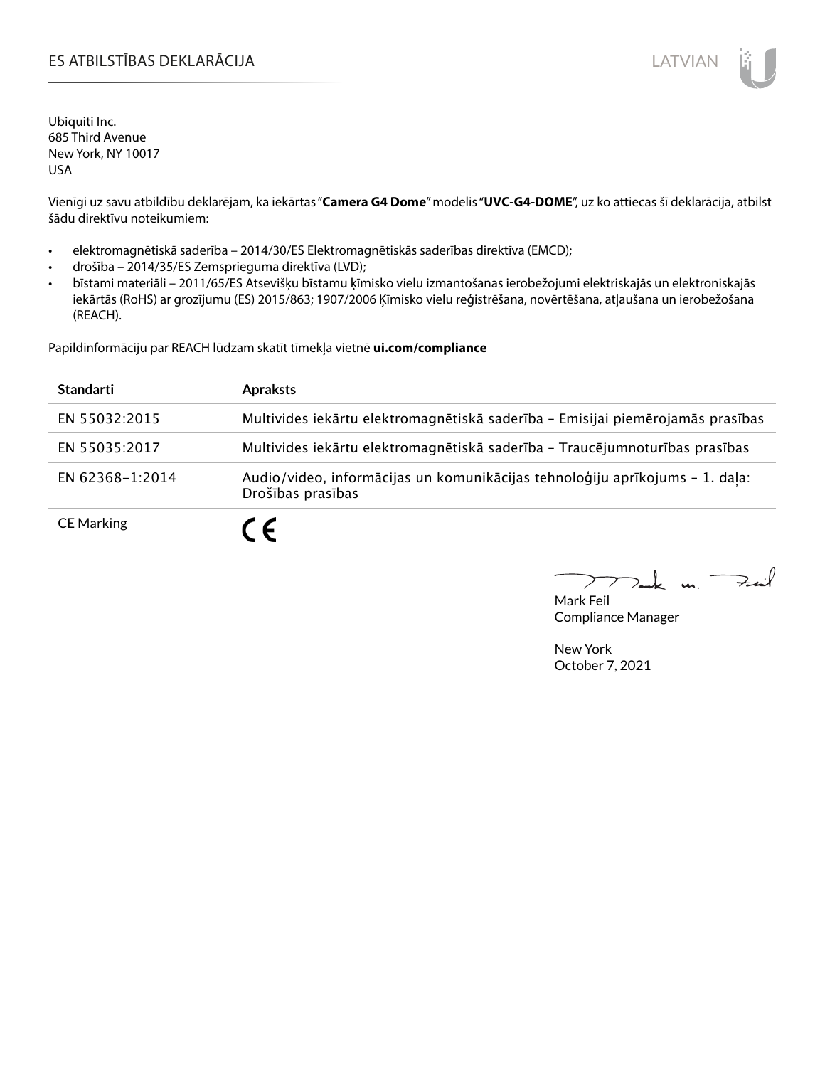# ES ATBILSTĪBAS DEKLARĀCIJA

LATVIAN

Ubiquiti Inc.
685 Third Avenue
New York, NY 10017
USA

Vienīgi uz savu atbildību deklarējam, ka iekārtas "**Camera G4 Dome**" modelis "**UVC-G4-DOME**", uz ko attiecas šī deklarācija, atbilst šādu direktīvu noteikumiem:

- elektromagnētiskā saderība – 2014/30/ES Elektromagnētiskās saderības direktīva (EMCD);
- drošība – 2014/35/ES Zemsprieguma direktīva (LVD);
- bīstami materiāli – 2011/65/ES Atsevišķu bīstamu ķīmisko vielu izmantošanas ierobežojumi elektriskajās un elektroniskajās iekārtās (RoHS) ar grozījumu (ES) 2015/863; 1907/2006 Ķīmisko vielu reģistrēšana, novērtēšana, atļaušana un ierobežošana (REACH).

Papildinformāciju par REACH lūdzam skatīt tīmekļa vietnē **ui.com/compliance**

| Standarti | Apraksts |
|---|---|
| EN 55032:2015 | Multivides iekārtu elektromagnētiskā saderība – Emisijai piemērojamās prasības |
| EN 55035:2017 | Multivides iekārtu elektromagnētiskā saderība – Traucējumnoturības prasības |
| EN 62368-1:2014 | Audio/video, informācijas un komunikācijas tehnoloģiju aprīkojums – 1. daļa: Drošības prasības |
| CE Marking | CE |

Mark Feil
Compliance Manager

New York
October 7, 2021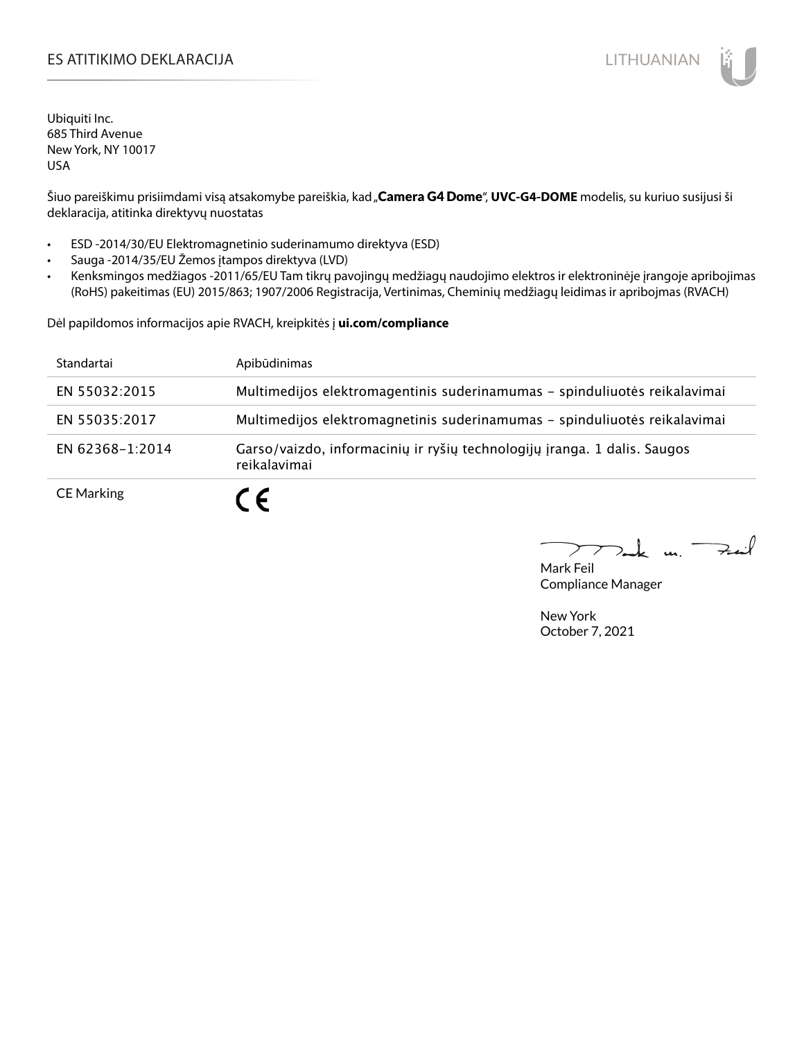# ES ATITIKIMO DEKLARACIJA

LITHUANIAN

Ubiquiti Inc.
685 Third Avenue
New York, NY 10017
USA

Šiuo pareiškimu prisiimdami visą atsakomybe pareiškia, kad „**Camera G4 Dome**", **UVC-G4-DOME** modelis, su kuriuo susijusi ši deklaracija, atitinka direktyvų nuostatas

- ESD -2014/30/EU Elektromagnetinio suderinamumo direktyva (ESD)
- Sauga -2014/35/EU Žemos įtampos direktyva (LVD)
- Kenksmingos medžiagos -2011/65/EU Tam tikrų pavojingų medžiagų naudojimo elektros ir elektroninėje įrangoje apribojimas (RoHS) pakeitimas (EU) 2015/863; 1907/2006 Registracija, Vertinimas, Cheminių medžiagų leidimas ir apribojmas (RVACH)

Dėl papildomos informacijos apie RVACH, kreipkitės į **ui.com/compliance**

| Standartai | Apibūdinimas |
|---|---|
| EN 55032:2015 | Multimedijos elektromagentinis suderinamumas – spinduliuotės reikalavimai |
| EN 55035:2017 | Multimedijos elektromagnetinis suderinamumas – spinduliuotės reikalavimai |
| EN 62368-1:2014 | Garso/vaizdo, informacinių ir ryšių technologijų įranga. 1 dalis. Saugos reikalavimai |
| CE Marking | CE |

Mark Feil
Compliance Manager

New York
October 7, 2021